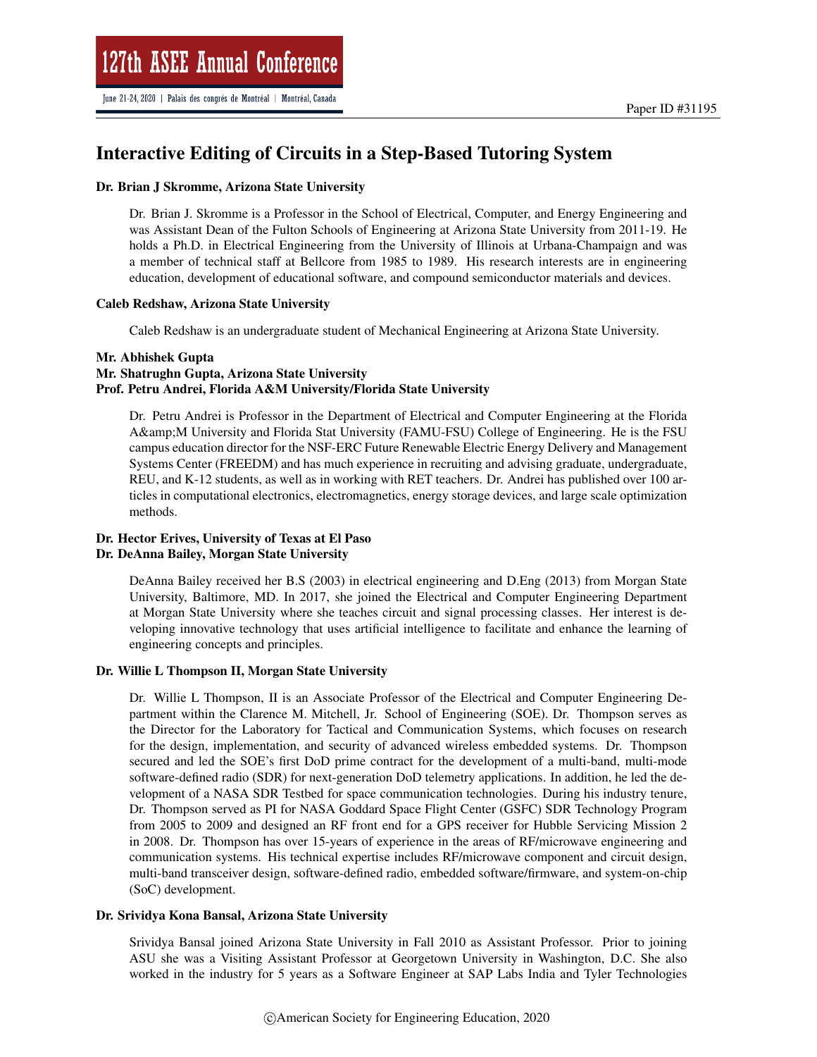# Interactive Editing of Circuits in a Step-Based Tutoring System

**Dr. Brian J Skromme, Arizona State University**

Dr. Brian J. Skromme is a Professor in the School of Electrical, Computer, and Energy Engineering and was Assistant Dean of the Fulton Schools of Engineering at Arizona State University from 2011-19. He holds a Ph.D. in Electrical Engineering from the University of Illinois at Urbana-Champaign and was a member of technical staff at Bellcore from 1985 to 1989. His research interests are in engineering education, development of educational software, and compound semiconductor materials and devices.

**Caleb Redshaw, Arizona State University**

Caleb Redshaw is an undergraduate student of Mechanical Engineering at Arizona State University.

**Mr. Abhishek Gupta**
**Mr. Shatrughn Gupta, Arizona State University**
**Prof. Petru Andrei, Florida A&M University/Florida State University**

Dr. Petru Andrei is Professor in the Department of Electrical and Computer Engineering at the Florida A&amp;M University and Florida Stat University (FAMU-FSU) College of Engineering. He is the FSU campus education director for the NSF-ERC Future Renewable Electric Energy Delivery and Management Systems Center (FREEDM) and has much experience in recruiting and advising graduate, undergraduate, REU, and K-12 students, as well as in working with RET teachers. Dr. Andrei has published over 100 articles in computational electronics, electromagnetics, energy storage devices, and large scale optimization methods.

**Dr. Hector Erives, University of Texas at El Paso**
**Dr. DeAnna Bailey, Morgan State University**

DeAnna Bailey received her B.S (2003) in electrical engineering and D.Eng (2013) from Morgan State University, Baltimore, MD. In 2017, she joined the Electrical and Computer Engineering Department at Morgan State University where she teaches circuit and signal processing classes. Her interest is developing innovative technology that uses artificial intelligence to facilitate and enhance the learning of engineering concepts and principles.

**Dr. Willie L Thompson II, Morgan State University**

Dr. Willie L Thompson, II is an Associate Professor of the Electrical and Computer Engineering Department within the Clarence M. Mitchell, Jr. School of Engineering (SOE). Dr. Thompson serves as the Director for the Laboratory for Tactical and Communication Systems, which focuses on research for the design, implementation, and security of advanced wireless embedded systems. Dr. Thompson secured and led the SOE's first DoD prime contract for the development of a multi-band, multi-mode software-defined radio (SDR) for next-generation DoD telemetry applications. In addition, he led the development of a NASA SDR Testbed for space communication technologies. During his industry tenure, Dr. Thompson served as PI for NASA Goddard Space Flight Center (GSFC) SDR Technology Program from 2005 to 2009 and designed an RF front end for a GPS receiver for Hubble Servicing Mission 2 in 2008. Dr. Thompson has over 15-years of experience in the areas of RF/microwave engineering and communication systems. His technical expertise includes RF/microwave component and circuit design, multi-band transceiver design, software-defined radio, embedded software/firmware, and system-on-chip (SoC) development.

**Dr. Srividya Kona Bansal, Arizona State University**

Srividya Bansal joined Arizona State University in Fall 2010 as Assistant Professor. Prior to joining ASU she was a Visiting Assistant Professor at Georgetown University in Washington, D.C. She also worked in the industry for 5 years as a Software Engineer at SAP Labs India and Tyler Technologies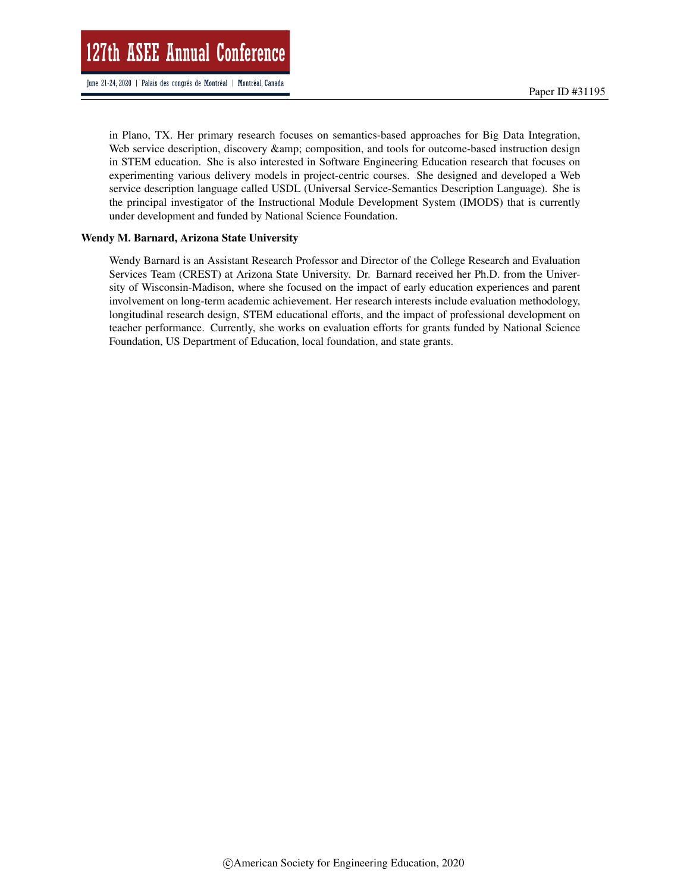in Plano, TX. Her primary research focuses on semantics-based approaches for Big Data Integration, Web service description, discovery &amp; composition, and tools for outcome-based instruction design in STEM education. She is also interested in Software Engineering Education research that focuses on experimenting various delivery models in project-centric courses. She designed and developed a Web service description language called USDL (Universal Service-Semantics Description Language). She is the principal investigator of the Instructional Module Development System (IMODS) that is currently under development and funded by National Science Foundation.

**Wendy M. Barnard, Arizona State University**

Wendy Barnard is an Assistant Research Professor and Director of the College Research and Evaluation Services Team (CREST) at Arizona State University. Dr. Barnard received her Ph.D. from the University of Wisconsin-Madison, where she focused on the impact of early education experiences and parent involvement on long-term academic achievement. Her research interests include evaluation methodology, longitudinal research design, STEM educational efforts, and the impact of professional development on teacher performance. Currently, she works on evaluation efforts for grants funded by National Science Foundation, US Department of Education, local foundation, and state grants.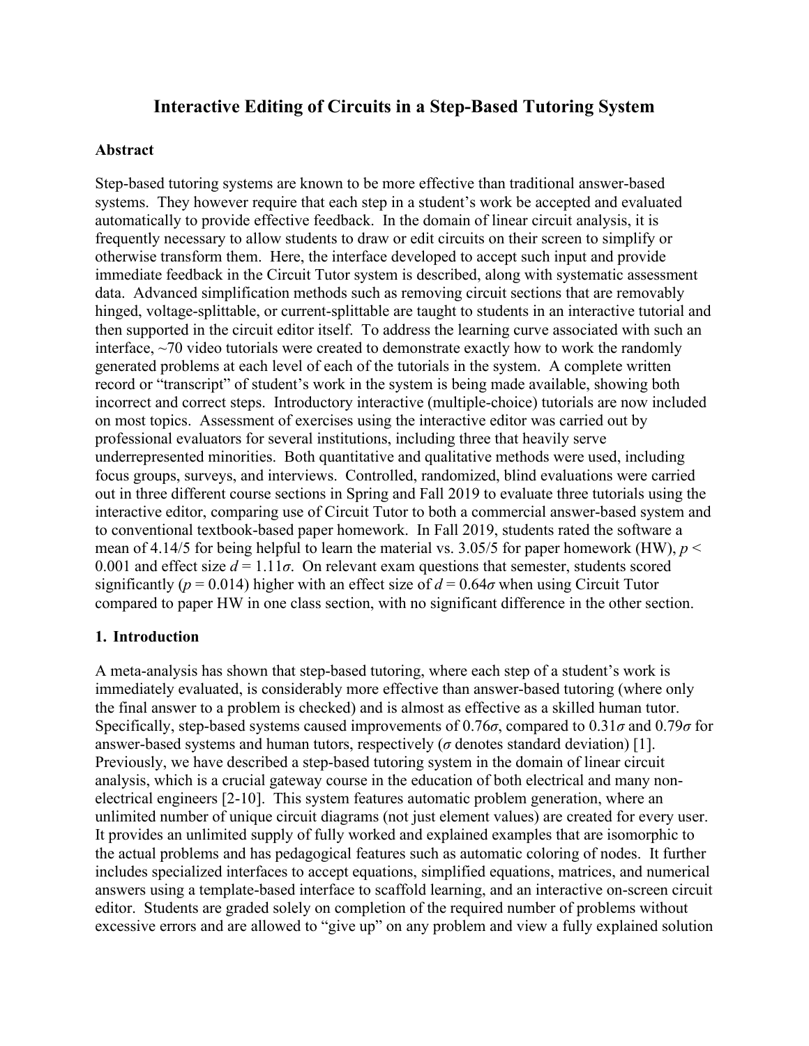# Interactive Editing of Circuits in a Step-Based Tutoring System

## Abstract

Step-based tutoring systems are known to be more effective than traditional answer-based systems. They however require that each step in a student's work be accepted and evaluated automatically to provide effective feedback. In the domain of linear circuit analysis, it is frequently necessary to allow students to draw or edit circuits on their screen to simplify or otherwise transform them. Here, the interface developed to accept such input and provide immediate feedback in the Circuit Tutor system is described, along with systematic assessment data. Advanced simplification methods such as removing circuit sections that are removably hinged, voltage-splittable, or current-splittable are taught to students in an interactive tutorial and then supported in the circuit editor itself. To address the learning curve associated with such an interface, ~70 video tutorials were created to demonstrate exactly how to work the randomly generated problems at each level of each of the tutorials in the system. A complete written record or "transcript" of student's work in the system is being made available, showing both incorrect and correct steps. Introductory interactive (multiple-choice) tutorials are now included on most topics. Assessment of exercises using the interactive editor was carried out by professional evaluators for several institutions, including three that heavily serve underrepresented minorities. Both quantitative and qualitative methods were used, including focus groups, surveys, and interviews. Controlled, randomized, blind evaluations were carried out in three different course sections in Spring and Fall 2019 to evaluate three tutorials using the interactive editor, comparing use of Circuit Tutor to both a commercial answer-based system and to conventional textbook-based paper homework. In Fall 2019, students rated the software a mean of 4.14/5 for being helpful to learn the material vs. 3.05/5 for paper homework (HW), $p < 0.001$ and effect size $d = 1.11\sigma$. On relevant exam questions that semester, students scored significantly ($p = 0.014$) higher with an effect size of $d = 0.64\sigma$ when using Circuit Tutor compared to paper HW in one class section, with no significant difference in the other section.

## 1. Introduction

A meta-analysis has shown that step-based tutoring, where each step of a student's work is immediately evaluated, is considerably more effective than answer-based tutoring (where only the final answer to a problem is checked) and is almost as effective as a skilled human tutor. Specifically, step-based systems caused improvements of $0.76\sigma$, compared to $0.31\sigma$ and $0.79\sigma$ for answer-based systems and human tutors, respectively ($\sigma$ denotes standard deviation) [1]. Previously, we have described a step-based tutoring system in the domain of linear circuit analysis, which is a crucial gateway course in the education of both electrical and many non-electrical engineers [2-10]. This system features automatic problem generation, where an unlimited number of unique circuit diagrams (not just element values) are created for every user. It provides an unlimited supply of fully worked and explained examples that are isomorphic to the actual problems and has pedagogical features such as automatic coloring of nodes. It further includes specialized interfaces to accept equations, simplified equations, matrices, and numerical answers using a template-based interface to scaffold learning, and an interactive on-screen circuit editor. Students are graded solely on completion of the required number of problems without excessive errors and are allowed to "give up" on any problem and view a fully explained solution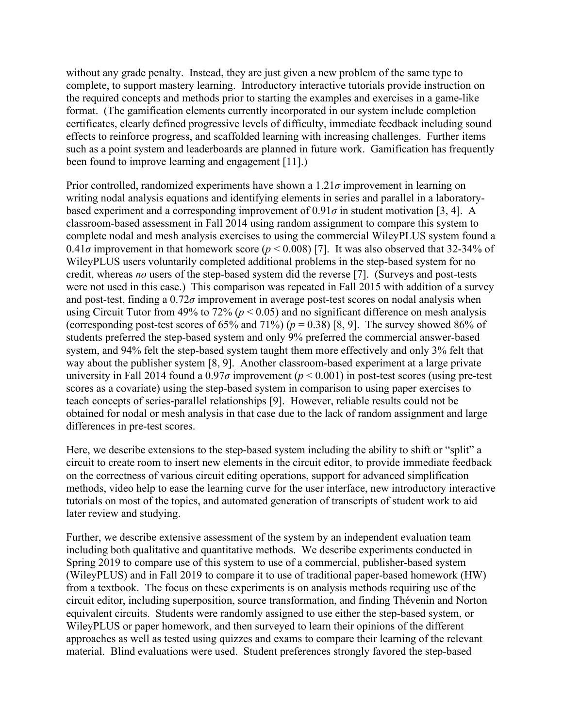without any grade penalty. Instead, they are just given a new problem of the same type to complete, to support mastery learning. Introductory interactive tutorials provide instruction on the required concepts and methods prior to starting the examples and exercises in a game-like format. (The gamification elements currently incorporated in our system include completion certificates, clearly defined progressive levels of difficulty, immediate feedback including sound effects to reinforce progress, and scaffolded learning with increasing challenges. Further items such as a point system and leaderboards are planned in future work. Gamification has frequently been found to improve learning and engagement [11].)

Prior controlled, randomized experiments have shown a $1.21\sigma$ improvement in learning on writing nodal analysis equations and identifying elements in series and parallel in a laboratory-based experiment and a corresponding improvement of $0.91\sigma$ in student motivation [3, 4]. A classroom-based assessment in Fall 2014 using random assignment to compare this system to complete nodal and mesh analysis exercises to using the commercial WileyPLUS system found a $0.41\sigma$ improvement in that homework score ($p < 0.008$) [7]. It was also observed that 32-34% of WileyPLUS users voluntarily completed additional problems in the step-based system for no credit, whereas *no* users of the step-based system did the reverse [7]. (Surveys and post-tests were not used in this case.) This comparison was repeated in Fall 2015 with addition of a survey and post-test, finding a $0.72\sigma$ improvement in average post-test scores on nodal analysis when using Circuit Tutor from 49% to 72% ($p < 0.05$) and no significant difference on mesh analysis (corresponding post-test scores of 65% and 71%) ($p = 0.38$) [8, 9]. The survey showed 86% of students preferred the step-based system and only 9% preferred the commercial answer-based system, and 94% felt the step-based system taught them more effectively and only 3% felt that way about the publisher system [8, 9]. Another classroom-based experiment at a large private university in Fall 2014 found a $0.97\sigma$ improvement ($p < 0.001$) in post-test scores (using pre-test scores as a covariate) using the step-based system in comparison to using paper exercises to teach concepts of series-parallel relationships [9]. However, reliable results could not be obtained for nodal or mesh analysis in that case due to the lack of random assignment and large differences in pre-test scores.

Here, we describe extensions to the step-based system including the ability to shift or "split" a circuit to create room to insert new elements in the circuit editor, to provide immediate feedback on the correctness of various circuit editing operations, support for advanced simplification methods, video help to ease the learning curve for the user interface, new introductory interactive tutorials on most of the topics, and automated generation of transcripts of student work to aid later review and studying.

Further, we describe extensive assessment of the system by an independent evaluation team including both qualitative and quantitative methods. We describe experiments conducted in Spring 2019 to compare use of this system to use of a commercial, publisher-based system (WileyPLUS) and in Fall 2019 to compare it to use of traditional paper-based homework (HW) from a textbook. The focus on these experiments is on analysis methods requiring use of the circuit editor, including superposition, source transformation, and finding Thévenin and Norton equivalent circuits. Students were randomly assigned to use either the step-based system, or WileyPLUS or paper homework, and then surveyed to learn their opinions of the different approaches as well as tested using quizzes and exams to compare their learning of the relevant material. Blind evaluations were used. Student preferences strongly favored the step-based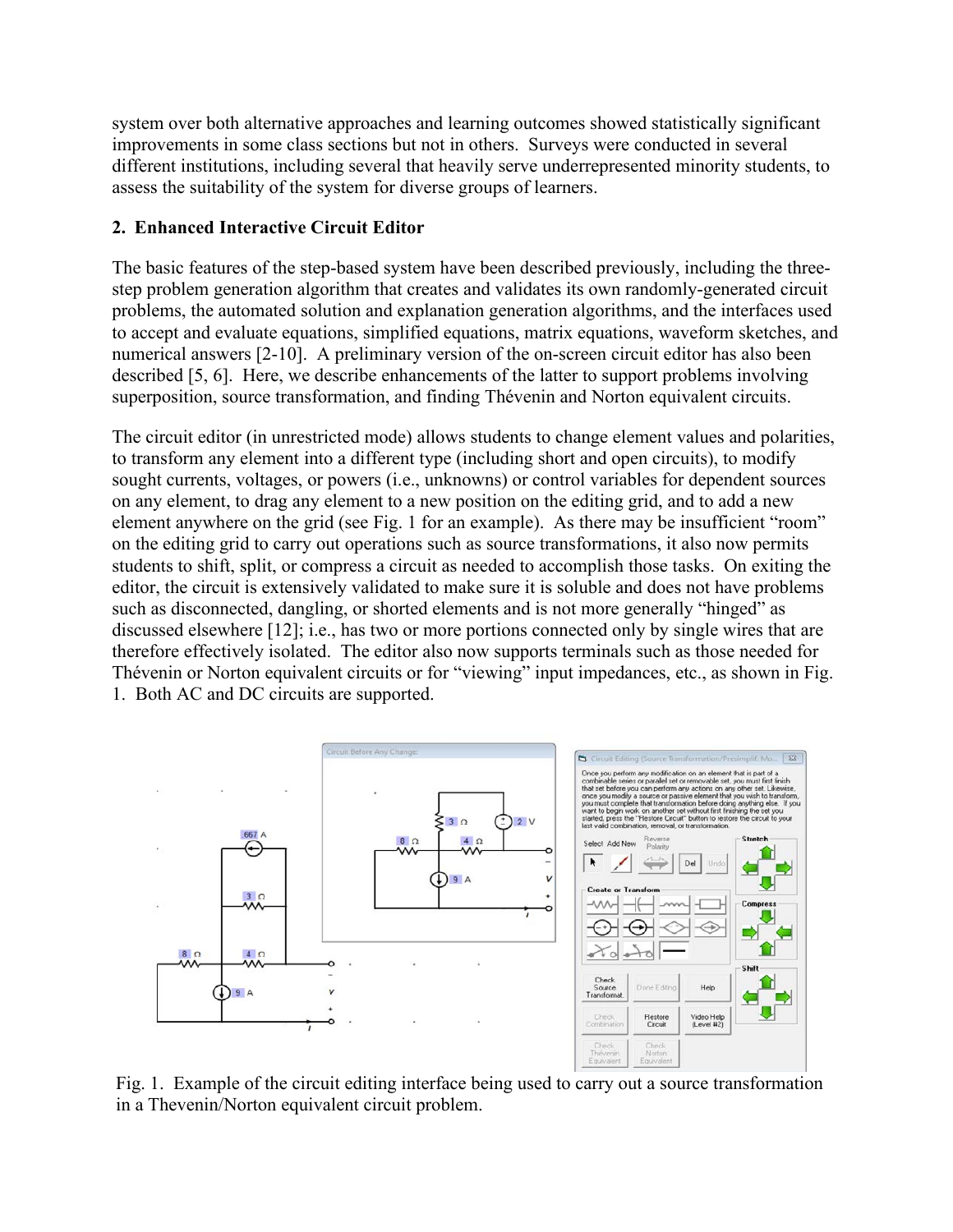system over both alternative approaches and learning outcomes showed statistically significant improvements in some class sections but not in others. Surveys were conducted in several different institutions, including several that heavily serve underrepresented minority students, to assess the suitability of the system for diverse groups of learners.

## 2. Enhanced Interactive Circuit Editor

The basic features of the step-based system have been described previously, including the three-step problem generation algorithm that creates and validates its own randomly-generated circuit problems, the automated solution and explanation generation algorithms, and the interfaces used to accept and evaluate equations, simplified equations, matrix equations, waveform sketches, and numerical answers [2-10]. A preliminary version of the on-screen circuit editor has also been described [5, 6]. Here, we describe enhancements of the latter to support problems involving superposition, source transformation, and finding Thévenin and Norton equivalent circuits.

The circuit editor (in unrestricted mode) allows students to change element values and polarities, to transform any element into a different type (including short and open circuits), to modify sought currents, voltages, or powers (i.e., unknowns) or control variables for dependent sources on any element, to drag any element to a new position on the editing grid, and to add a new element anywhere on the grid (see Fig. 1 for an example). As there may be insufficient "room" on the editing grid to carry out operations such as source transformations, it also now permits students to shift, split, or compress a circuit as needed to accomplish those tasks. On exiting the editor, the circuit is extensively validated to make sure it is soluble and does not have problems such as disconnected, dangling, or shorted elements and is not more generally "hinged" as discussed elsewhere [12]; i.e., has two or more portions connected only by single wires that are therefore effectively isolated. The editor also now supports terminals such as those needed for Thévenin or Norton equivalent circuits or for "viewing" input impedances, etc., as shown in Fig. 1. Both AC and DC circuits are supported.

Fig. 1. Example of the circuit editing interface being used to carry out a source transformation in a Thevenin/Norton equivalent circuit problem.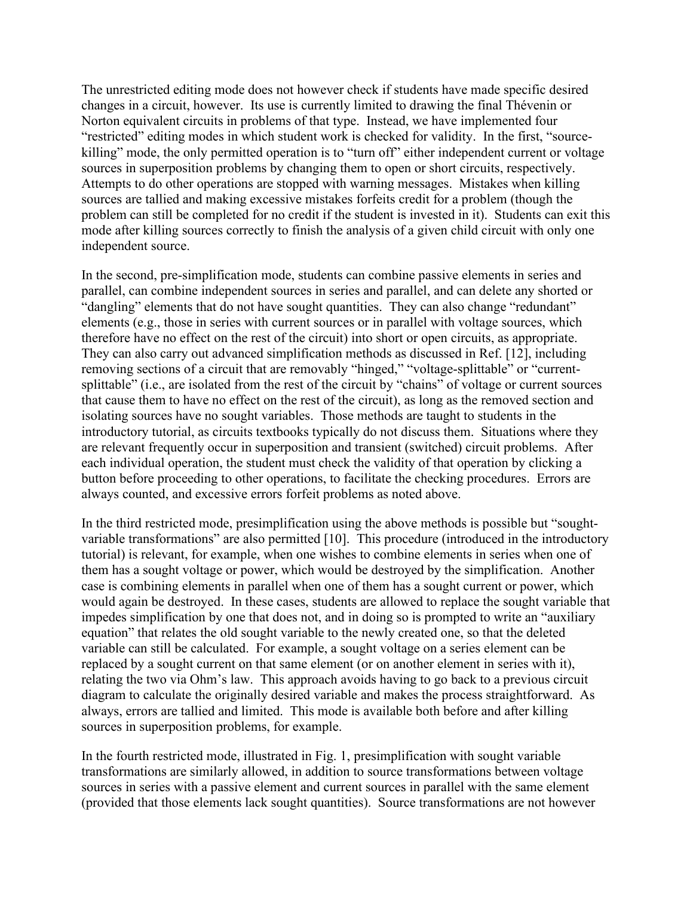The unrestricted editing mode does not however check if students have made specific desired changes in a circuit, however. Its use is currently limited to drawing the final Thévenin or Norton equivalent circuits in problems of that type. Instead, we have implemented four "restricted" editing modes in which student work is checked for validity. In the first, "source-killing" mode, the only permitted operation is to "turn off" either independent current or voltage sources in superposition problems by changing them to open or short circuits, respectively. Attempts to do other operations are stopped with warning messages. Mistakes when killing sources are tallied and making excessive mistakes forfeits credit for a problem (though the problem can still be completed for no credit if the student is invested in it). Students can exit this mode after killing sources correctly to finish the analysis of a given child circuit with only one independent source.

In the second, pre-simplification mode, students can combine passive elements in series and parallel, can combine independent sources in series and parallel, and can delete any shorted or "dangling" elements that do not have sought quantities. They can also change "redundant" elements (e.g., those in series with current sources or in parallel with voltage sources, which therefore have no effect on the rest of the circuit) into short or open circuits, as appropriate. They can also carry out advanced simplification methods as discussed in Ref. [12], including removing sections of a circuit that are removably "hinged," "voltage-splittable" or "current-splittable" (i.e., are isolated from the rest of the circuit by "chains" of voltage or current sources that cause them to have no effect on the rest of the circuit), as long as the removed section and isolating sources have no sought variables. Those methods are taught to students in the introductory tutorial, as circuits textbooks typically do not discuss them. Situations where they are relevant frequently occur in superposition and transient (switched) circuit problems. After each individual operation, the student must check the validity of that operation by clicking a button before proceeding to other operations, to facilitate the checking procedures. Errors are always counted, and excessive errors forfeit problems as noted above.

In the third restricted mode, presimplification using the above methods is possible but "sought-variable transformations" are also permitted [10]. This procedure (introduced in the introductory tutorial) is relevant, for example, when one wishes to combine elements in series when one of them has a sought voltage or power, which would be destroyed by the simplification. Another case is combining elements in parallel when one of them has a sought current or power, which would again be destroyed. In these cases, students are allowed to replace the sought variable that impedes simplification by one that does not, and in doing so is prompted to write an "auxiliary equation" that relates the old sought variable to the newly created one, so that the deleted variable can still be calculated. For example, a sought voltage on a series element can be replaced by a sought current on that same element (or on another element in series with it), relating the two via Ohm's law. This approach avoids having to go back to a previous circuit diagram to calculate the originally desired variable and makes the process straightforward. As always, errors are tallied and limited. This mode is available both before and after killing sources in superposition problems, for example.

In the fourth restricted mode, illustrated in Fig. 1, presimplification with sought variable transformations are similarly allowed, in addition to source transformations between voltage sources in series with a passive element and current sources in parallel with the same element (provided that those elements lack sought quantities). Source transformations are not however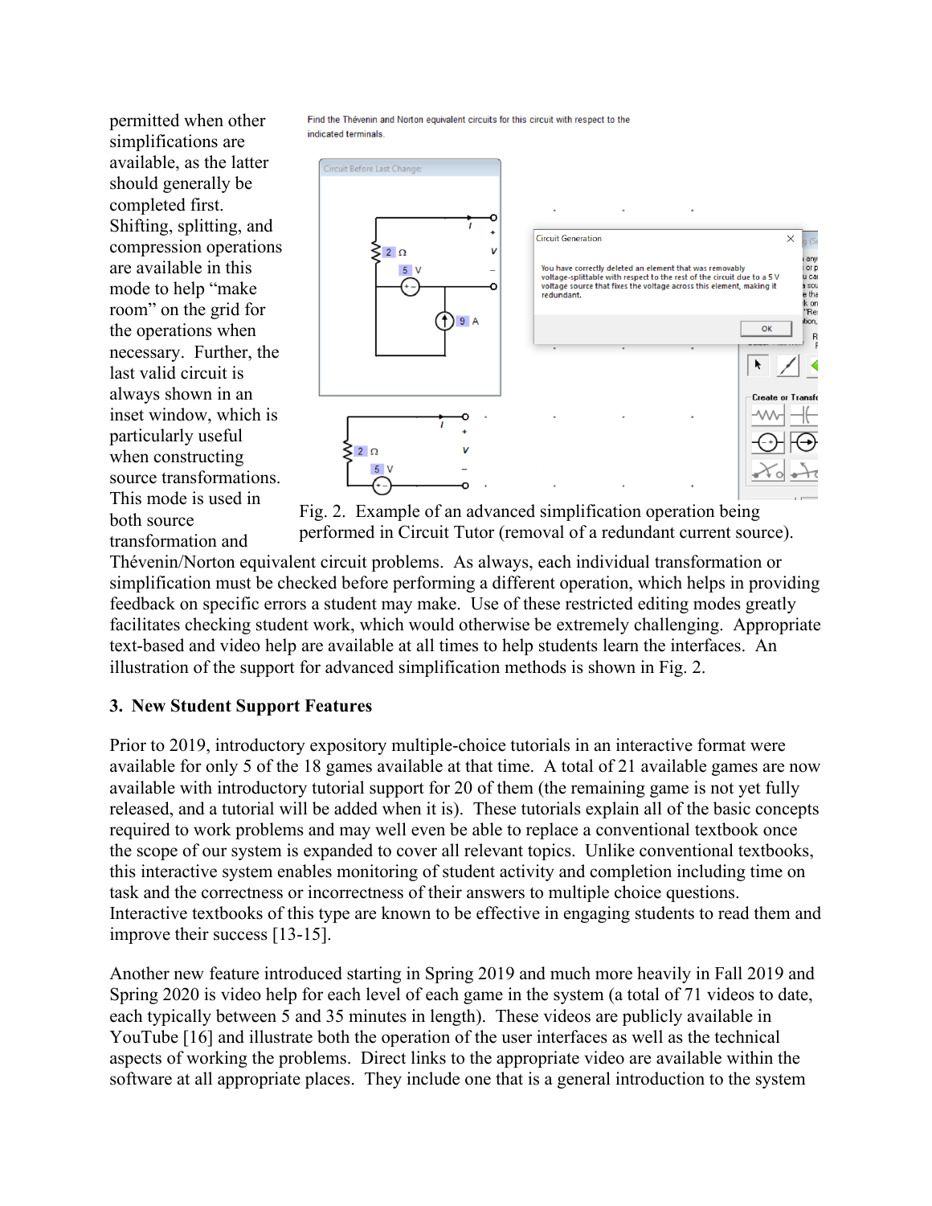permitted when other simplifications are available, as the latter should generally be completed first. Shifting, splitting, and compression operations are available in this mode to help "make room" on the grid for the operations when necessary. Further, the last valid circuit is always shown in an inset window, which is particularly useful when constructing source transformations. This mode is used in both source transformation and Thévenin/Norton equivalent circuit problems. As always, each individual transformation or simplification must be checked before performing a different operation, which helps in providing feedback on specific errors a student may make. Use of these restricted editing modes greatly facilitates checking student work, which would otherwise be extremely challenging. Appropriate text-based and video help are available at all times to help students learn the interfaces. An illustration of the support for advanced simplification methods is shown in Fig. 2.

Fig. 2. Example of an advanced simplification operation being performed in Circuit Tutor (removal of a redundant current source).

## 3. New Student Support Features

Prior to 2019, introductory expository multiple-choice tutorials in an interactive format were available for only 5 of the 18 games available at that time. A total of 21 available games are now available with introductory tutorial support for 20 of them (the remaining game is not yet fully released, and a tutorial will be added when it is). These tutorials explain all of the basic concepts required to work problems and may well even be able to replace a conventional textbook once the scope of our system is expanded to cover all relevant topics. Unlike conventional textbooks, this interactive system enables monitoring of student activity and completion including time on task and the correctness or incorrectness of their answers to multiple choice questions. Interactive textbooks of this type are known to be effective in engaging students to read them and improve their success [13-15].

Another new feature introduced starting in Spring 2019 and much more heavily in Fall 2019 and Spring 2020 is video help for each level of each game in the system (a total of 71 videos to date, each typically between 5 and 35 minutes in length). These videos are publicly available in YouTube [16] and illustrate both the operation of the user interfaces as well as the technical aspects of working the problems. Direct links to the appropriate video are available within the software at all appropriate places. They include one that is a general introduction to the system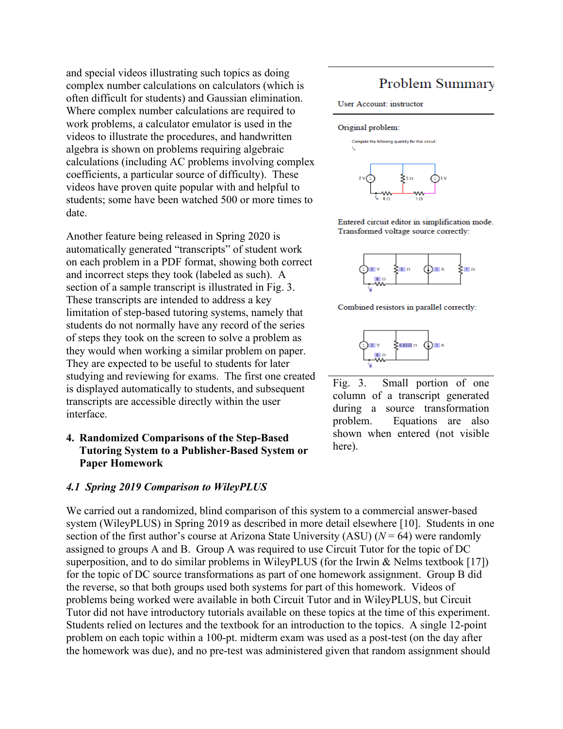and special videos illustrating such topics as doing complex number calculations on calculators (which is often difficult for students) and Gaussian elimination. Where complex number calculations are required to work problems, a calculator emulator is used in the videos to illustrate the procedures, and handwritten algebra is shown on problems requiring algebraic calculations (including AC problems involving complex coefficients, a particular source of difficulty). These videos have proven quite popular with and helpful to students; some have been watched 500 or more times to date.

Another feature being released in Spring 2020 is automatically generated "transcripts" of student work on each problem in a PDF format, showing both correct and incorrect steps they took (labeled as such). A section of a sample transcript is illustrated in Fig. 3. These transcripts are intended to address a key limitation of step-based tutoring systems, namely that students do not normally have any record of the series of steps they took on the screen to solve a problem as they would when working a similar problem on paper. They are expected to be useful to students for later studying and reviewing for exams. The first one created is displayed automatically to students, and subsequent transcripts are accessible directly within the user interface.

Problem Summary

User Account: instructor

Original problem:

Entered circuit editor in simplification mode. Transformed voltage source correctly:

Combined resistors in parallel correctly:

Fig. 3. Small portion of one column of a transcript generated during a source transformation problem. Equations are also shown when entered (not visible here).

## 4. Randomized Comparisons of the Step-Based Tutoring System to a Publisher-Based System or Paper Homework

### *4.1 Spring 2019 Comparison to WileyPLUS*

We carried out a randomized, blind comparison of this system to a commercial answer-based system (WileyPLUS) in Spring 2019 as described in more detail elsewhere [10]. Students in one section of the first author's course at Arizona State University (ASU) ($N = 64$) were randomly assigned to groups A and B. Group A was required to use Circuit Tutor for the topic of DC superposition, and to do similar problems in WileyPLUS (for the Irwin & Nelms textbook [17]) for the topic of DC source transformations as part of one homework assignment. Group B did the reverse, so that both groups used both systems for part of this homework. Videos of problems being worked were available in both Circuit Tutor and in WileyPLUS, but Circuit Tutor did not have introductory tutorials available on these topics at the time of this experiment. Students relied on lectures and the textbook for an introduction to the topics. A single 12-point problem on each topic within a 100-pt. midterm exam was used as a post-test (on the day after the homework was due), and no pre-test was administered given that random assignment should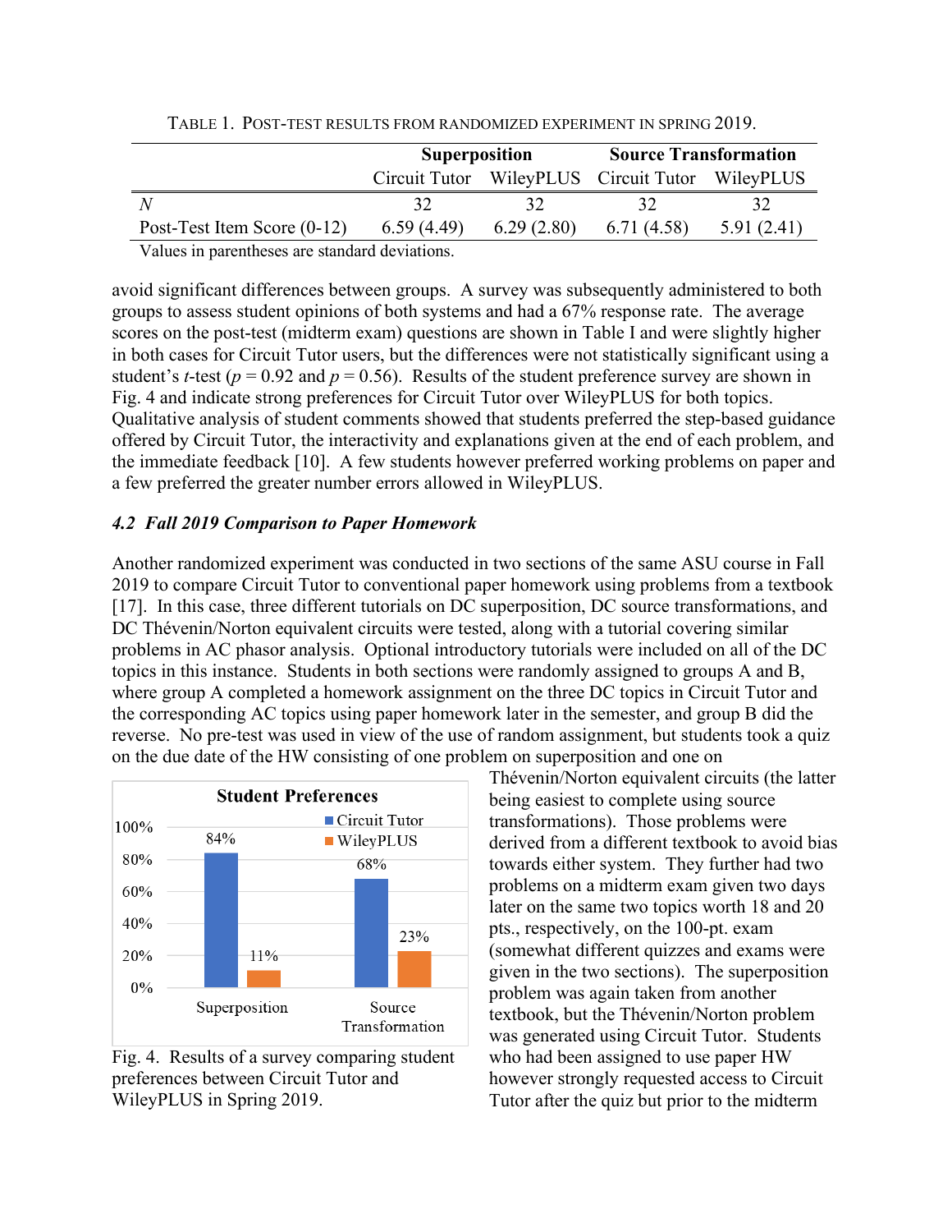TABLE 1. POST-TEST RESULTS FROM RANDOMIZED EXPERIMENT IN SPRING 2019.

| | Superposition | | Source Transformation | |
|---|---|---|---|---|
| | Circuit Tutor | WileyPLUS | Circuit Tutor | WileyPLUS |
| $N$ | 32 | 32 | 32 | 32 |
| Post-Test Item Score (0-12) | 6.59 (4.49) | 6.29 (2.80) | 6.71 (4.58) | 5.91 (2.41) |

Values in parentheses are standard deviations.

avoid significant differences between groups. A survey was subsequently administered to both groups to assess student opinions of both systems and had a 67% response rate. The average scores on the post-test (midterm exam) questions are shown in Table I and were slightly higher in both cases for Circuit Tutor users, but the differences were not statistically significant using a student's $t$-test ($p = 0.92$ and $p = 0.56$). Results of the student preference survey are shown in Fig. 4 and indicate strong preferences for Circuit Tutor over WileyPLUS for both topics. Qualitative analysis of student comments showed that students preferred the step-based guidance offered by Circuit Tutor, the interactivity and explanations given at the end of each problem, and the immediate feedback [10]. A few students however preferred working problems on paper and a few preferred the greater number errors allowed in WileyPLUS.

### *4.2 Fall 2019 Comparison to Paper Homework*

Another randomized experiment was conducted in two sections of the same ASU course in Fall 2019 to compare Circuit Tutor to conventional paper homework using problems from a textbook [17]. In this case, three different tutorials on DC superposition, DC source transformations, and DC Thévenin/Norton equivalent circuits were tested, along with a tutorial covering similar problems in AC phasor analysis. Optional introductory tutorials were included on all of the DC topics in this instance. Students in both sections were randomly assigned to groups A and B, where group A completed a homework assignment on the three DC topics in Circuit Tutor and the corresponding AC topics using paper homework later in the semester, and group B did the reverse. No pre-test was used in view of the use of random assignment, but students took a quiz on the due date of the HW consisting of one problem on superposition and one on Thévenin/Norton equivalent circuits (the latter being easiest to complete using source transformations). Those problems were derived from a different textbook to avoid bias towards either system. They further had two problems on a midterm exam given two days later on the same two topics worth 18 and 20 pts., respectively, on the 100-pt. exam (somewhat different quizzes and exams were given in the two sections). The superposition problem was again taken from another textbook, but the Thévenin/Norton problem was generated using Circuit Tutor. Students who had been assigned to use paper HW however strongly requested access to Circuit Tutor after the quiz but prior to the midterm

**Student Preferences**

| | Circuit Tutor | WileyPLUS |
|---|---|---|
| Superposition | 84% | 11% |
| Source Transformation | 68% | 23% |

Fig. 4. Results of a survey comparing student preferences between Circuit Tutor and WileyPLUS in Spring 2019.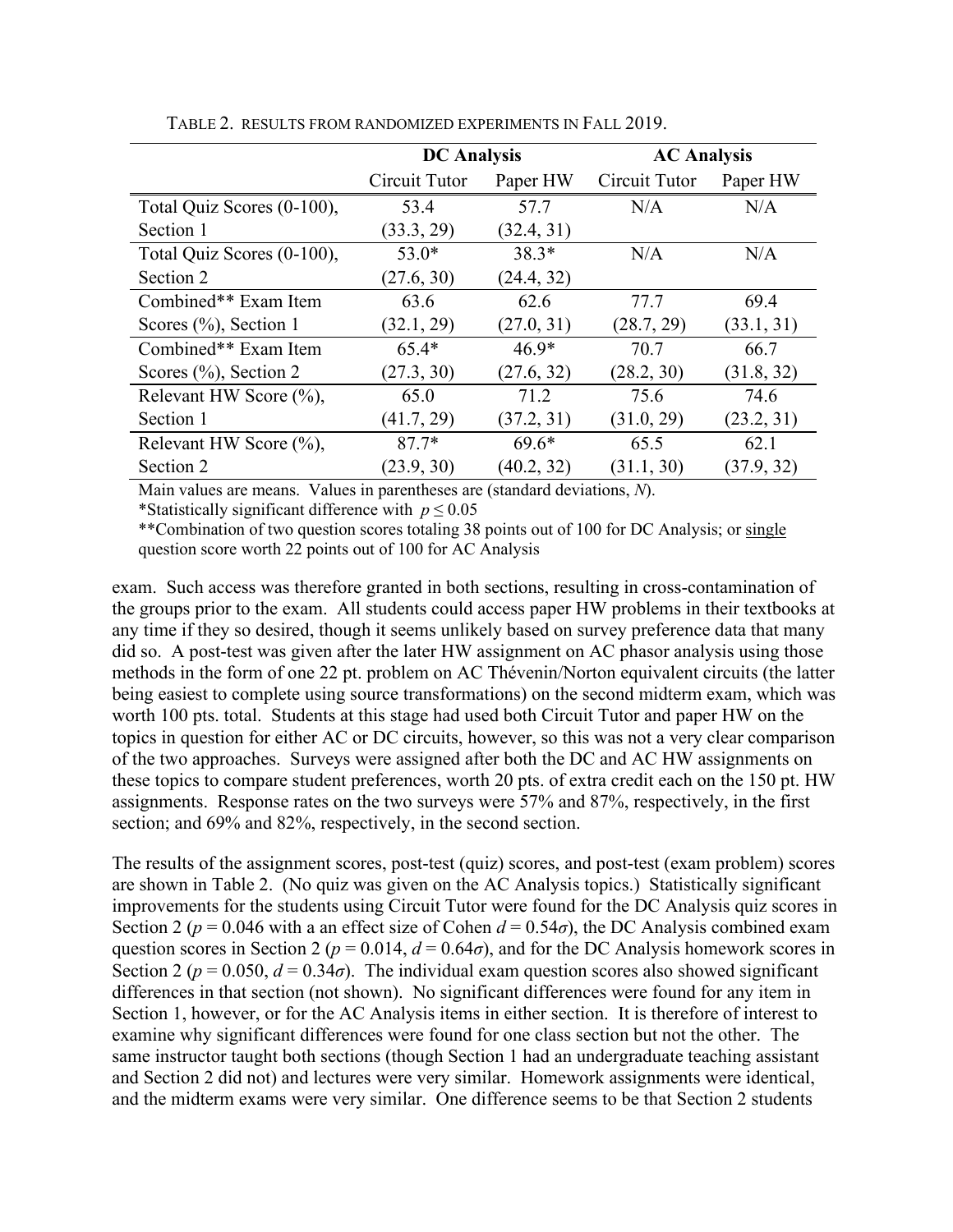TABLE 2. RESULTS FROM RANDOMIZED EXPERIMENTS IN FALL 2019.

| | DC Analysis | | AC Analysis | |
|---|---|---|---|---|
| | Circuit Tutor | Paper HW | Circuit Tutor | Paper HW |
| Total Quiz Scores (0-100), Section 1 | 53.4 (33.3, 29) | 57.7 (32.4, 31) | N/A | N/A |
| Total Quiz Scores (0-100), Section 2 | 53.0* (27.6, 30) | 38.3* (24.4, 32) | N/A | N/A |
| Combined** Exam Item Scores (%), Section 1 | 63.6 (32.1, 29) | 62.6 (27.0, 31) | 77.7 (28.7, 29) | 69.4 (33.1, 31) |
| Combined** Exam Item Scores (%), Section 2 | 65.4* (27.3, 30) | 46.9* (27.6, 32) | 70.7 (28.2, 30) | 66.7 (31.8, 32) |
| Relevant HW Score (%), Section 1 | 65.0 (41.7, 29) | 71.2 (37.2, 31) | 75.6 (31.0, 29) | 74.6 (23.2, 31) |
| Relevant HW Score (%), Section 2 | 87.7* (23.9, 30) | 69.6* (40.2, 32) | 65.5 (31.1, 30) | 62.1 (37.9, 32) |

Main values are means. Values in parentheses are (standard deviations, *N*).
*Statistically significant difference with $p \leq 0.05$
**Combination of two question scores totaling 38 points out of 100 for DC Analysis; or single question score worth 22 points out of 100 for AC Analysis

exam. Such access was therefore granted in both sections, resulting in cross-contamination of the groups prior to the exam. All students could access paper HW problems in their textbooks at any time if they so desired, though it seems unlikely based on survey preference data that many did so. A post-test was given after the later HW assignment on AC phasor analysis using those methods in the form of one 22 pt. problem on AC Thévenin/Norton equivalent circuits (the latter being easiest to complete using source transformations) on the second midterm exam, which was worth 100 pts. total. Students at this stage had used both Circuit Tutor and paper HW on the topics in question for either AC or DC circuits, however, so this was not a very clear comparison of the two approaches. Surveys were assigned after both the DC and AC HW assignments on these topics to compare student preferences, worth 20 pts. of extra credit each on the 150 pt. HW assignments. Response rates on the two surveys were 57% and 87%, respectively, in the first section; and 69% and 82%, respectively, in the second section.

The results of the assignment scores, post-test (quiz) scores, and post-test (exam problem) scores are shown in Table 2. (No quiz was given on the AC Analysis topics.) Statistically significant improvements for the students using Circuit Tutor were found for the DC Analysis quiz scores in Section 2 ($p = 0.046$ with a an effect size of Cohen $d = 0.54\sigma$), the DC Analysis combined exam question scores in Section 2 ($p = 0.014$, $d = 0.64\sigma$), and for the DC Analysis homework scores in Section 2 ($p = 0.050$, $d = 0.34\sigma$). The individual exam question scores also showed significant differences in that section (not shown). No significant differences were found for any item in Section 1, however, or for the AC Analysis items in either section. It is therefore of interest to examine why significant differences were found for one class section but not the other. The same instructor taught both sections (though Section 1 had an undergraduate teaching assistant and Section 2 did not) and lectures were very similar. Homework assignments were identical, and the midterm exams were very similar. One difference seems to be that Section 2 students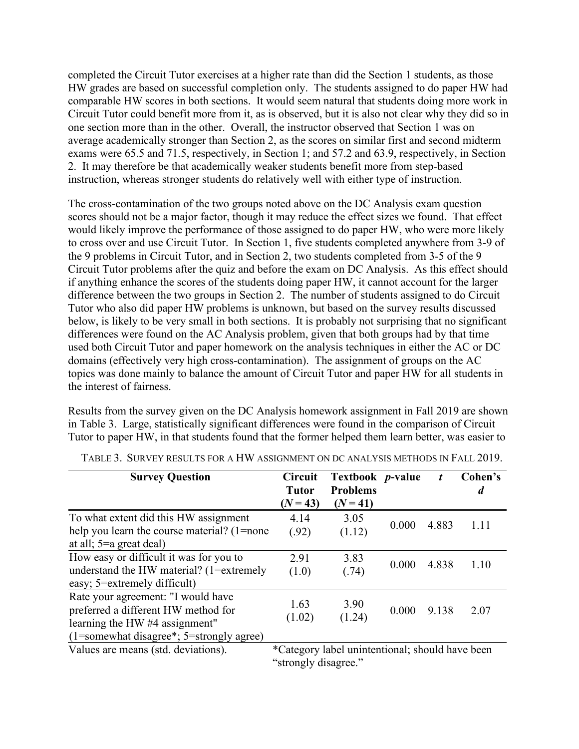completed the Circuit Tutor exercises at a higher rate than did the Section 1 students, as those HW grades are based on successful completion only. The students assigned to do paper HW had comparable HW scores in both sections. It would seem natural that students doing more work in Circuit Tutor could benefit more from it, as is observed, but it is also not clear why they did so in one section more than in the other. Overall, the instructor observed that Section 1 was on average academically stronger than Section 2, as the scores on similar first and second midterm exams were 65.5 and 71.5, respectively, in Section 1; and 57.2 and 63.9, respectively, in Section 2. It may therefore be that academically weaker students benefit more from step-based instruction, whereas stronger students do relatively well with either type of instruction.

The cross-contamination of the two groups noted above on the DC Analysis exam question scores should not be a major factor, though it may reduce the effect sizes we found. That effect would likely improve the performance of those assigned to do paper HW, who were more likely to cross over and use Circuit Tutor. In Section 1, five students completed anywhere from 3-9 of the 9 problems in Circuit Tutor, and in Section 2, two students completed from 3-5 of the 9 Circuit Tutor problems after the quiz and before the exam on DC Analysis. As this effect should if anything enhance the scores of the students doing paper HW, it cannot account for the larger difference between the two groups in Section 2. The number of students assigned to do Circuit Tutor who also did paper HW problems is unknown, but based on the survey results discussed below, is likely to be very small in both sections. It is probably not surprising that no significant differences were found on the AC Analysis problem, given that both groups had by that time used both Circuit Tutor and paper homework on the analysis techniques in either the AC or DC domains (effectively very high cross-contamination). The assignment of groups on the AC topics was done mainly to balance the amount of Circuit Tutor and paper HW for all students in the interest of fairness.

Results from the survey given on the DC Analysis homework assignment in Fall 2019 are shown in Table 3. Large, statistically significant differences were found in the comparison of Circuit Tutor to paper HW, in that students found that the former helped them learn better, was easier to

TABLE 3. SURVEY RESULTS FOR A HW ASSIGNMENT ON DC ANALYSIS METHODS IN FALL 2019.

| Survey Question | Circuit Tutor ($N = 43$) | Textbook Problems ($N = 41$) | $p$-value | $t$ | Cohen's $d$ |
|---|---|---|---|---|---|
| To what extent did this HW assignment help you learn the course material? (1=none at all; 5=a great deal) | 4.14 (.92) | 3.05 (1.12) | 0.000 | 4.883 | 1.11 |
| How easy or difficult it was for you to understand the HW material? (1=extremely easy; 5=extremely difficult) | 2.91 (1.0) | 3.83 (.74) | 0.000 | 4.838 | 1.10 |
| Rate your agreement: "I would have preferred a different HW method for learning the HW #4 assignment" (1=somewhat disagree*; 5=strongly agree) | 1.63 (1.02) | 3.90 (1.24) | 0.000 | 9.138 | 2.07 |

Values are means (std. deviations).

*Category label unintentional; should have been "strongly disagree."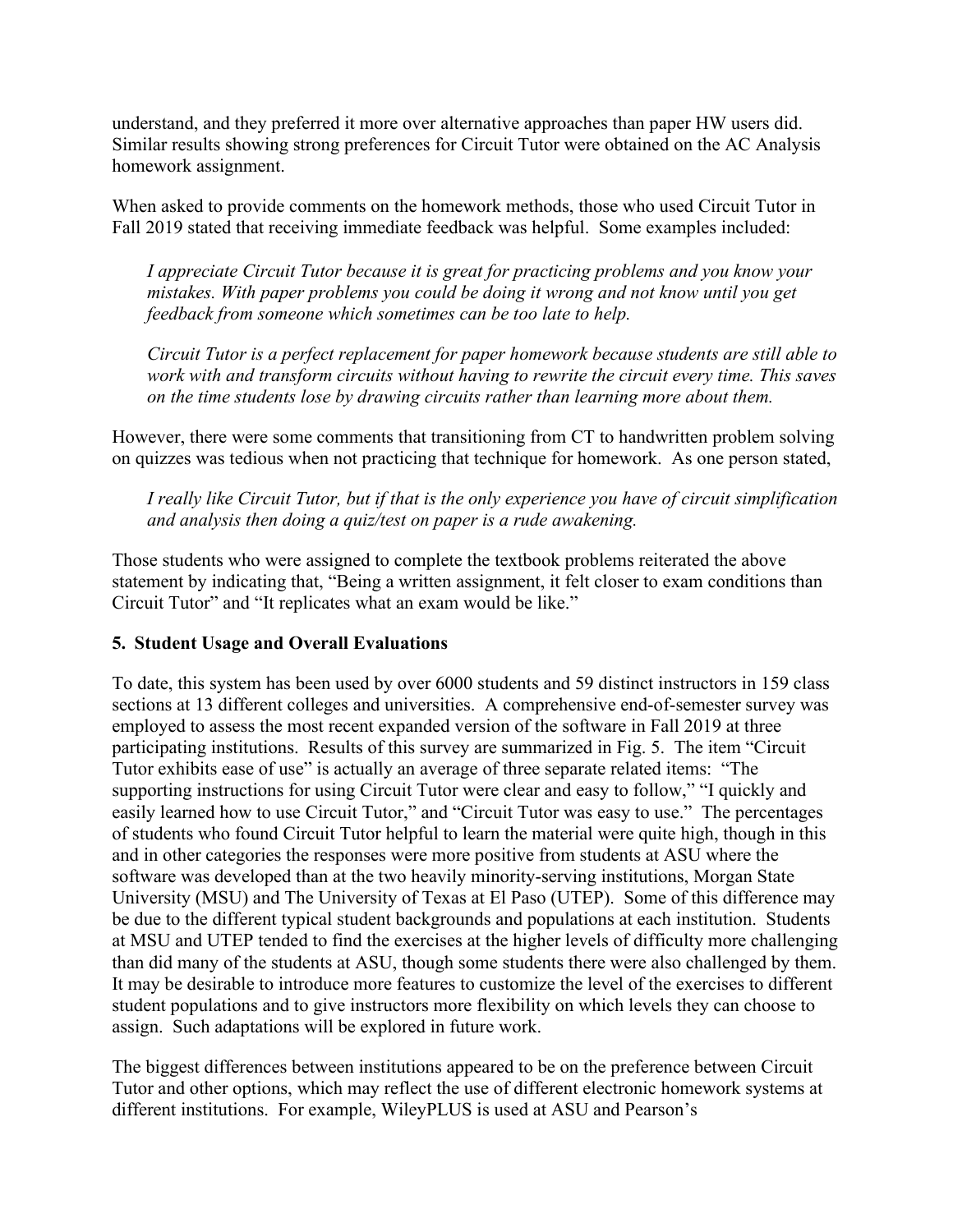understand, and they preferred it more over alternative approaches than paper HW users did. Similar results showing strong preferences for Circuit Tutor were obtained on the AC Analysis homework assignment.

When asked to provide comments on the homework methods, those who used Circuit Tutor in Fall 2019 stated that receiving immediate feedback was helpful. Some examples included:

> *I appreciate Circuit Tutor because it is great for practicing problems and you know your mistakes. With paper problems you could be doing it wrong and not know until you get feedback from someone which sometimes can be too late to help.*

> *Circuit Tutor is a perfect replacement for paper homework because students are still able to work with and transform circuits without having to rewrite the circuit every time. This saves on the time students lose by drawing circuits rather than learning more about them.*

However, there were some comments that transitioning from CT to handwritten problem solving on quizzes was tedious when not practicing that technique for homework. As one person stated,

> *I really like Circuit Tutor, but if that is the only experience you have of circuit simplification and analysis then doing a quiz/test on paper is a rude awakening.*

Those students who were assigned to complete the textbook problems reiterated the above statement by indicating that, "Being a written assignment, it felt closer to exam conditions than Circuit Tutor" and "It replicates what an exam would be like."

## 5. Student Usage and Overall Evaluations

To date, this system has been used by over 6000 students and 59 distinct instructors in 159 class sections at 13 different colleges and universities. A comprehensive end-of-semester survey was employed to assess the most recent expanded version of the software in Fall 2019 at three participating institutions. Results of this survey are summarized in Fig. 5. The item "Circuit Tutor exhibits ease of use" is actually an average of three separate related items: "The supporting instructions for using Circuit Tutor were clear and easy to follow," "I quickly and easily learned how to use Circuit Tutor," and "Circuit Tutor was easy to use." The percentages of students who found Circuit Tutor helpful to learn the material were quite high, though in this and in other categories the responses were more positive from students at ASU where the software was developed than at the two heavily minority-serving institutions, Morgan State University (MSU) and The University of Texas at El Paso (UTEP). Some of this difference may be due to the different typical student backgrounds and populations at each institution. Students at MSU and UTEP tended to find the exercises at the higher levels of difficulty more challenging than did many of the students at ASU, though some students there were also challenged by them. It may be desirable to introduce more features to customize the level of the exercises to different student populations and to give instructors more flexibility on which levels they can choose to assign. Such adaptations will be explored in future work.

The biggest differences between institutions appeared to be on the preference between Circuit Tutor and other options, which may reflect the use of different electronic homework systems at different institutions. For example, WileyPLUS is used at ASU and Pearson's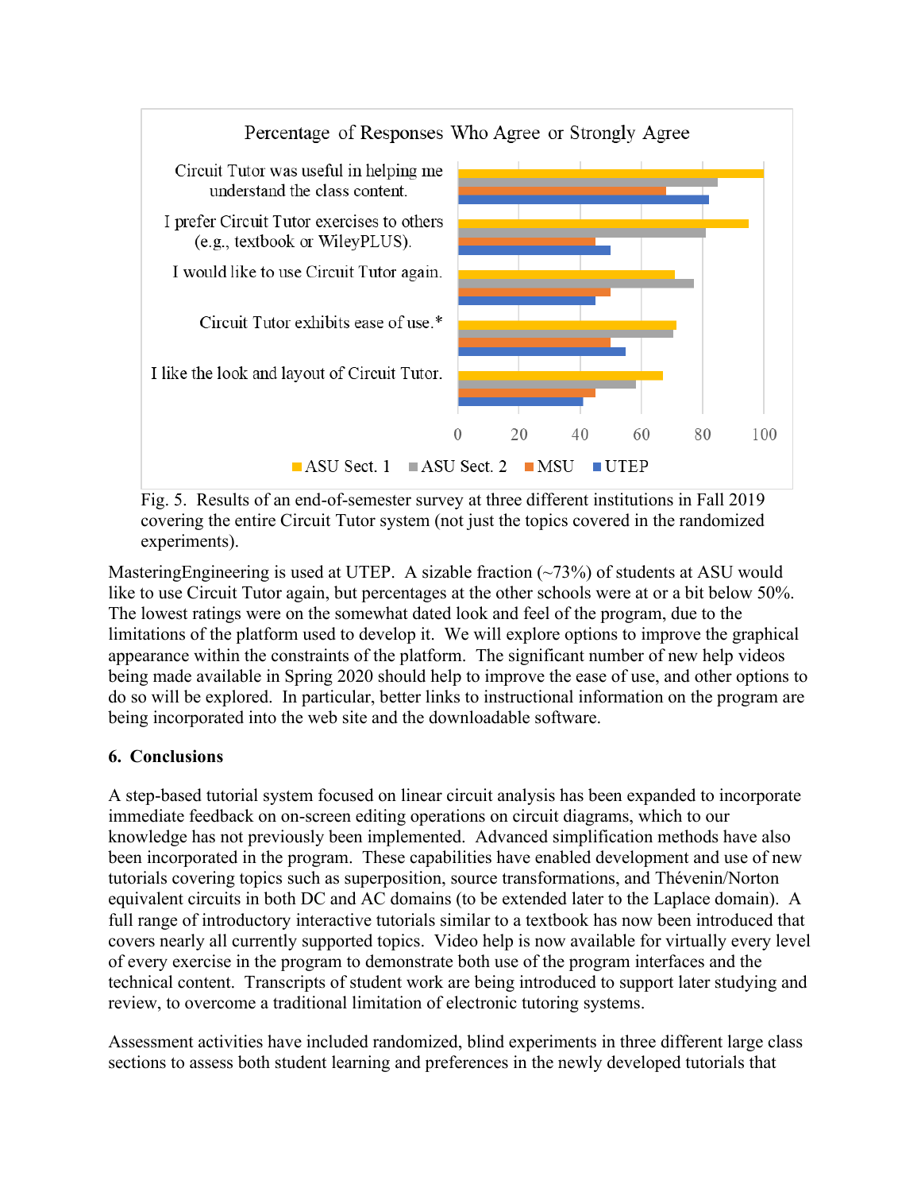Fig. 5. Results of an end-of-semester survey at three different institutions in Fall 2019 covering the entire Circuit Tutor system (not just the topics covered in the randomized experiments).

MasteringEngineering is used at UTEP. A sizable fraction (~73%) of students at ASU would like to use Circuit Tutor again, but percentages at the other schools were at or a bit below 50%. The lowest ratings were on the somewhat dated look and feel of the program, due to the limitations of the platform used to develop it. We will explore options to improve the graphical appearance within the constraints of the platform. The significant number of new help videos being made available in Spring 2020 should help to improve the ease of use, and other options to do so will be explored. In particular, better links to instructional information on the program are being incorporated into the web site and the downloadable software.

## 6. Conclusions

A step-based tutorial system focused on linear circuit analysis has been expanded to incorporate immediate feedback on on-screen editing operations on circuit diagrams, which to our knowledge has not previously been implemented. Advanced simplification methods have also been incorporated in the program. These capabilities have enabled development and use of new tutorials covering topics such as superposition, source transformations, and Thévenin/Norton equivalent circuits in both DC and AC domains (to be extended later to the Laplace domain). A full range of introductory interactive tutorials similar to a textbook has now been introduced that covers nearly all currently supported topics. Video help is now available for virtually every level of every exercise in the program to demonstrate both use of the program interfaces and the technical content. Transcripts of student work are being introduced to support later studying and review, to overcome a traditional limitation of electronic tutoring systems.

Assessment activities have included randomized, blind experiments in three different large class sections to assess both student learning and preferences in the newly developed tutorials that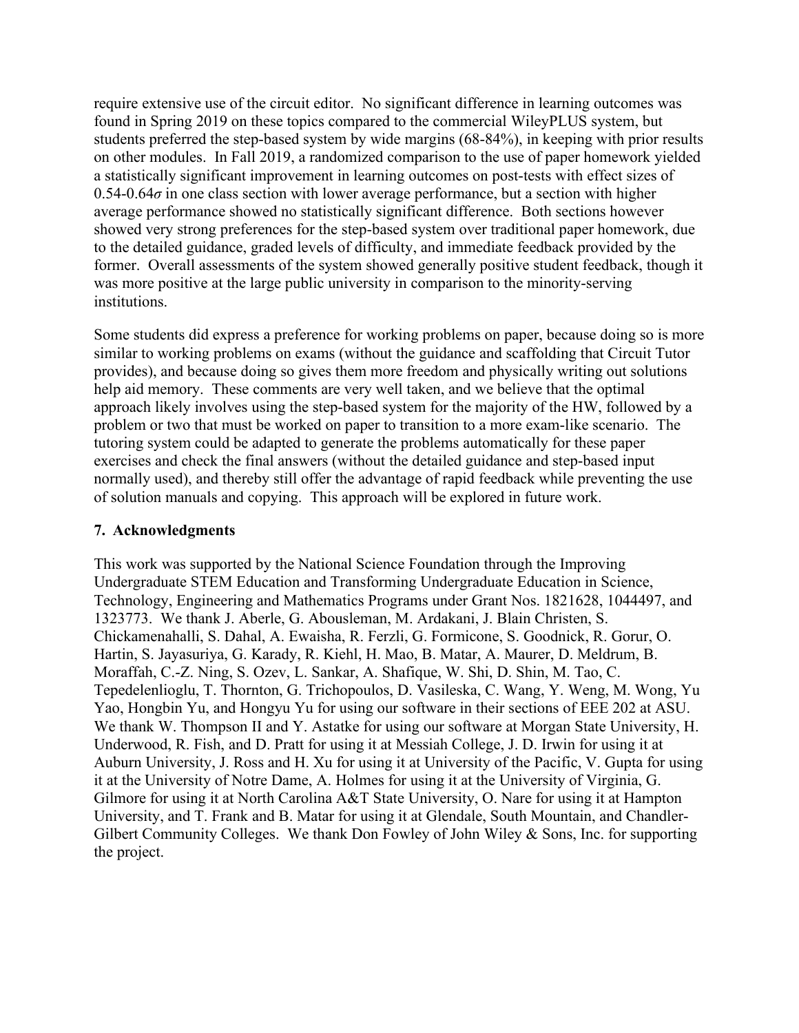require extensive use of the circuit editor. No significant difference in learning outcomes was found in Spring 2019 on these topics compared to the commercial WileyPLUS system, but students preferred the step-based system by wide margins (68-84%), in keeping with prior results on other modules. In Fall 2019, a randomized comparison to the use of paper homework yielded a statistically significant improvement in learning outcomes on post-tests with effect sizes of 0.54-0.64$\sigma$ in one class section with lower average performance, but a section with higher average performance showed no statistically significant difference. Both sections however showed very strong preferences for the step-based system over traditional paper homework, due to the detailed guidance, graded levels of difficulty, and immediate feedback provided by the former. Overall assessments of the system showed generally positive student feedback, though it was more positive at the large public university in comparison to the minority-serving institutions.

Some students did express a preference for working problems on paper, because doing so is more similar to working problems on exams (without the guidance and scaffolding that Circuit Tutor provides), and because doing so gives them more freedom and physically writing out solutions help aid memory. These comments are very well taken, and we believe that the optimal approach likely involves using the step-based system for the majority of the HW, followed by a problem or two that must be worked on paper to transition to a more exam-like scenario. The tutoring system could be adapted to generate the problems automatically for these paper exercises and check the final answers (without the detailed guidance and step-based input normally used), and thereby still offer the advantage of rapid feedback while preventing the use of solution manuals and copying. This approach will be explored in future work.

## 7. Acknowledgments

This work was supported by the National Science Foundation through the Improving Undergraduate STEM Education and Transforming Undergraduate Education in Science, Technology, Engineering and Mathematics Programs under Grant Nos. 1821628, 1044497, and 1323773. We thank J. Aberle, G. Abousleman, M. Ardakani, J. Blain Christen, S. Chickamenahalli, S. Dahal, A. Ewaisha, R. Ferzli, G. Formicone, S. Goodnick, R. Gorur, O. Hartin, S. Jayasuriya, G. Karady, R. Kiehl, H. Mao, B. Matar, A. Maurer, D. Meldrum, B. Moraffah, C.-Z. Ning, S. Ozev, L. Sankar, A. Shafique, W. Shi, D. Shin, M. Tao, C. Tepedelenlioglu, T. Thornton, G. Trichopoulos, D. Vasileska, C. Wang, Y. Weng, M. Wong, Yu Yao, Hongbin Yu, and Hongyu Yu for using our software in their sections of EEE 202 at ASU. We thank W. Thompson II and Y. Astatke for using our software at Morgan State University, H. Underwood, R. Fish, and D. Pratt for using it at Messiah College, J. D. Irwin for using it at Auburn University, J. Ross and H. Xu for using it at University of the Pacific, V. Gupta for using it at the University of Notre Dame, A. Holmes for using it at the University of Virginia, G. Gilmore for using it at North Carolina A&T State University, O. Nare for using it at Hampton University, and T. Frank and B. Matar for using it at Glendale, South Mountain, and Chandler-Gilbert Community Colleges. We thank Don Fowley of John Wiley & Sons, Inc. for supporting the project.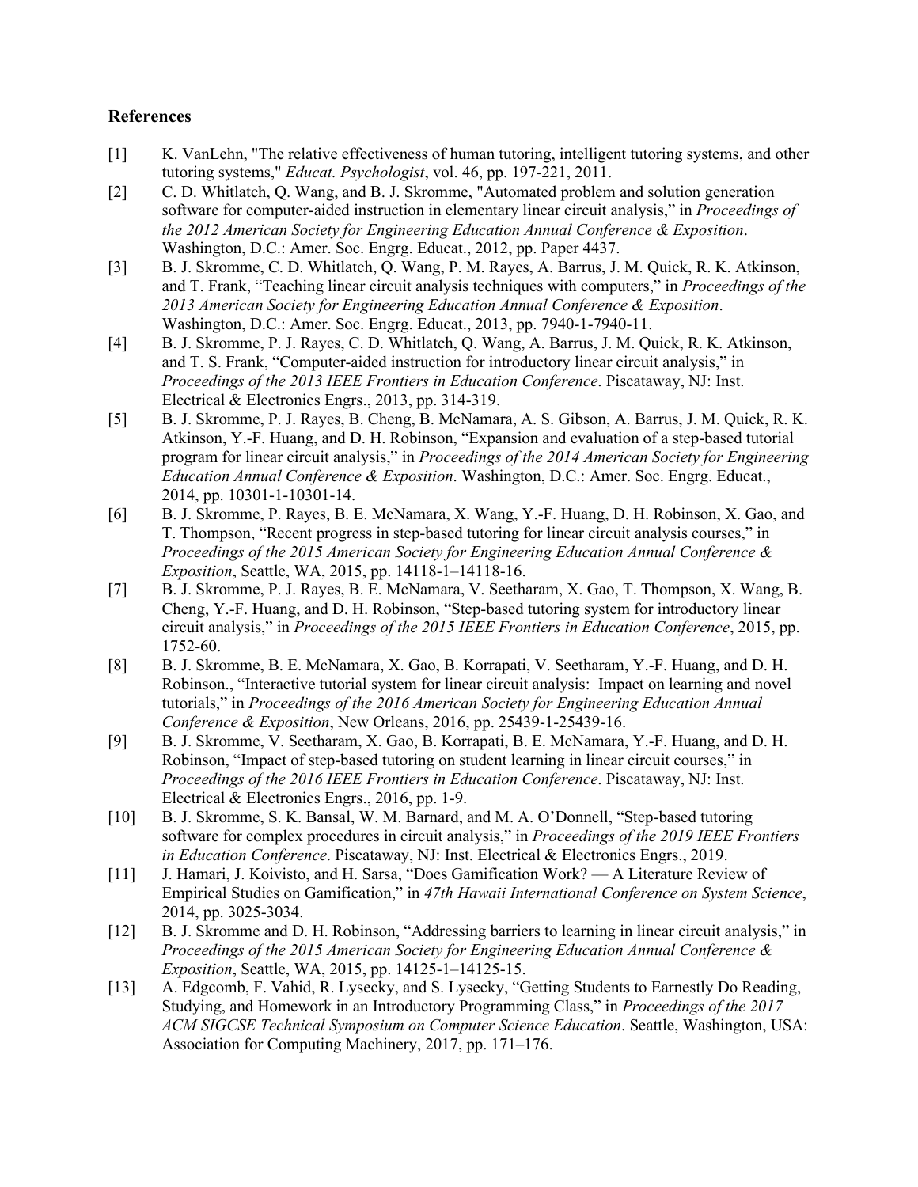## References

[1] K. VanLehn, "The relative effectiveness of human tutoring, intelligent tutoring systems, and other tutoring systems," *Educat. Psychologist*, vol. 46, pp. 197-221, 2011.

[2] C. D. Whitlatch, Q. Wang, and B. J. Skromme, "Automated problem and solution generation software for computer-aided instruction in elementary linear circuit analysis," in *Proceedings of the 2012 American Society for Engineering Education Annual Conference & Exposition*. Washington, D.C.: Amer. Soc. Engrg. Educat., 2012, pp. Paper 4437.

[3] B. J. Skromme, C. D. Whitlatch, Q. Wang, P. M. Rayes, A. Barrus, J. M. Quick, R. K. Atkinson, and T. Frank, "Teaching linear circuit analysis techniques with computers," in *Proceedings of the 2013 American Society for Engineering Education Annual Conference & Exposition*. Washington, D.C.: Amer. Soc. Engrg. Educat., 2013, pp. 7940-1-7940-11.

[4] B. J. Skromme, P. J. Rayes, C. D. Whitlatch, Q. Wang, A. Barrus, J. M. Quick, R. K. Atkinson, and T. S. Frank, "Computer-aided instruction for introductory linear circuit analysis," in *Proceedings of the 2013 IEEE Frontiers in Education Conference*. Piscataway, NJ: Inst. Electrical & Electronics Engrs., 2013, pp. 314-319.

[5] B. J. Skromme, P. J. Rayes, B. Cheng, B. McNamara, A. S. Gibson, A. Barrus, J. M. Quick, R. K. Atkinson, Y.-F. Huang, and D. H. Robinson, "Expansion and evaluation of a step-based tutorial program for linear circuit analysis," in *Proceedings of the 2014 American Society for Engineering Education Annual Conference & Exposition*. Washington, D.C.: Amer. Soc. Engrg. Educat., 2014, pp. 10301-1-10301-14.

[6] B. J. Skromme, P. Rayes, B. E. McNamara, X. Wang, Y.-F. Huang, D. H. Robinson, X. Gao, and T. Thompson, "Recent progress in step-based tutoring for linear circuit analysis courses," in *Proceedings of the 2015 American Society for Engineering Education Annual Conference & Exposition*, Seattle, WA, 2015, pp. 14118-1–14118-16.

[7] B. J. Skromme, P. J. Rayes, B. E. McNamara, V. Seetharam, X. Gao, T. Thompson, X. Wang, B. Cheng, Y.-F. Huang, and D. H. Robinson, "Step-based tutoring system for introductory linear circuit analysis," in *Proceedings of the 2015 IEEE Frontiers in Education Conference*, 2015, pp. 1752-60.

[8] B. J. Skromme, B. E. McNamara, X. Gao, B. Korrapati, V. Seetharam, Y.-F. Huang, and D. H. Robinson., "Interactive tutorial system for linear circuit analysis: Impact on learning and novel tutorials," in *Proceedings of the 2016 American Society for Engineering Education Annual Conference & Exposition*, New Orleans, 2016, pp. 25439-1-25439-16.

[9] B. J. Skromme, V. Seetharam, X. Gao, B. Korrapati, B. E. McNamara, Y.-F. Huang, and D. H. Robinson, "Impact of step-based tutoring on student learning in linear circuit courses," in *Proceedings of the 2016 IEEE Frontiers in Education Conference*. Piscataway, NJ: Inst. Electrical & Electronics Engrs., 2016, pp. 1-9.

[10] B. J. Skromme, S. K. Bansal, W. M. Barnard, and M. A. O'Donnell, "Step-based tutoring software for complex procedures in circuit analysis," in *Proceedings of the 2019 IEEE Frontiers in Education Conference*. Piscataway, NJ: Inst. Electrical & Electronics Engrs., 2019.

[11] J. Hamari, J. Koivisto, and H. Sarsa, "Does Gamification Work? — A Literature Review of Empirical Studies on Gamification," in *47th Hawaii International Conference on System Science*, 2014, pp. 3025-3034.

[12] B. J. Skromme and D. H. Robinson, "Addressing barriers to learning in linear circuit analysis," in *Proceedings of the 2015 American Society for Engineering Education Annual Conference & Exposition*, Seattle, WA, 2015, pp. 14125-1–14125-15.

[13] A. Edgcomb, F. Vahid, R. Lysecky, and S. Lysecky, "Getting Students to Earnestly Do Reading, Studying, and Homework in an Introductory Programming Class," in *Proceedings of the 2017 ACM SIGCSE Technical Symposium on Computer Science Education*. Seattle, Washington, USA: Association for Computing Machinery, 2017, pp. 171–176.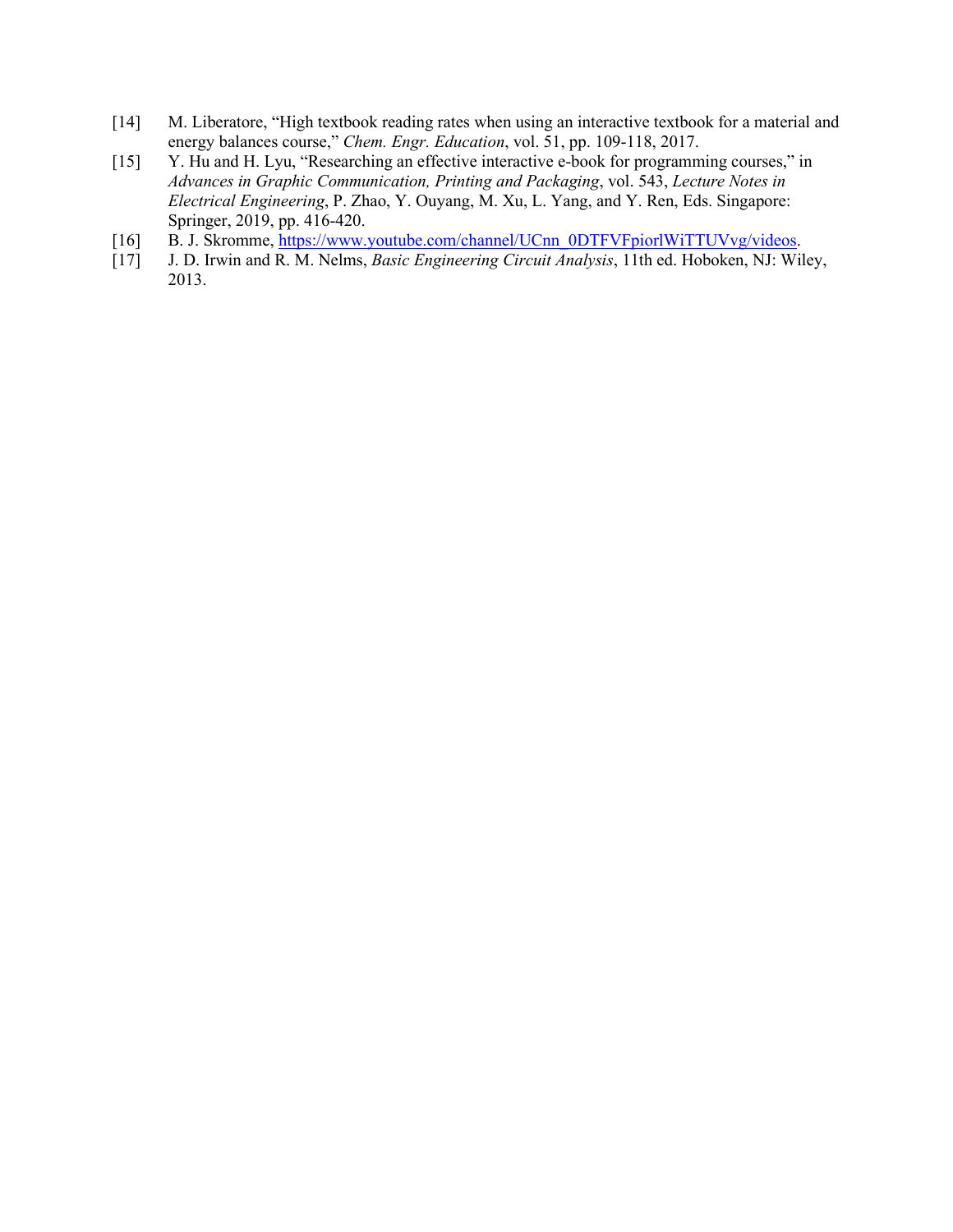[14] M. Liberatore, "High textbook reading rates when using an interactive textbook for a material and energy balances course," *Chem. Engr. Education*, vol. 51, pp. 109-118, 2017.

[15] Y. Hu and H. Lyu, "Researching an effective interactive e-book for programming courses," in *Advances in Graphic Communication, Printing and Packaging*, vol. 543, *Lecture Notes in Electrical Engineering*, P. Zhao, Y. Ouyang, M. Xu, L. Yang, and Y. Ren, Eds. Singapore: Springer, 2019, pp. 416-420.

[16] B. J. Skromme, [https://www.youtube.com/channel/UCnn_0DTFVFpiorlWiTTUVvg/videos](https://www.youtube.com/channel/UCnn_0DTFVFpiorlWiTTUVvg/videos).

[17] J. D. Irwin and R. M. Nelms, *Basic Engineering Circuit Analysis*, 11th ed. Hoboken, NJ: Wiley, 2013.